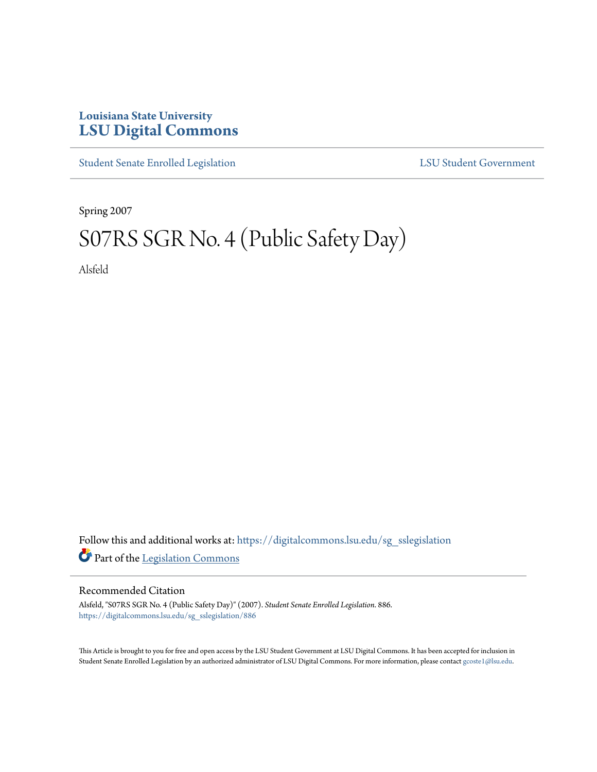Louisiana State University
# LSU Digital Commons

Student Senate Enrolled Legislation | LSU Student Government

Spring 2007

# S07RS SGR No. 4 (Public Safety Day)

Alsfeld

Follow this and additional works at: https://digitalcommons.lsu.edu/sg_sslegislation

Part of the Legislation Commons

## Recommended Citation

Alsfeld, "S07RS SGR No. 4 (Public Safety Day)" (2007). *Student Senate Enrolled Legislation*. 886.
https://digitalcommons.lsu.edu/sg_sslegislation/886

This Article is brought to you for free and open access by the LSU Student Government at LSU Digital Commons. It has been accepted for inclusion in Student Senate Enrolled Legislation by an authorized administrator of LSU Digital Commons. For more information, please contact gcoste1@lsu.edu.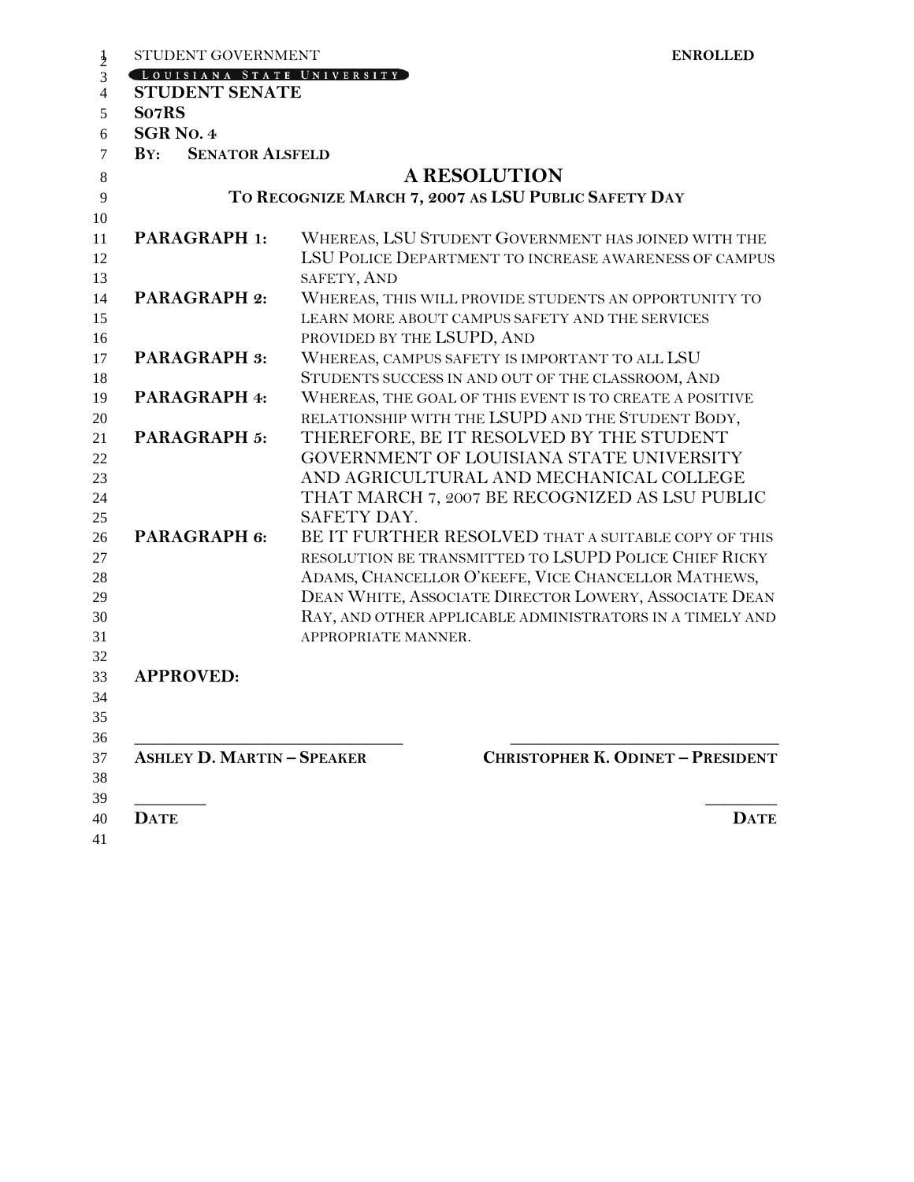STUDENT GOVERNMENT **ENROLLED**

LOUISIANA STATE UNIVERSITY

**STUDENT SENATE**

**S07RS**

**SGR NO. 4**

**BY: SENATOR ALSFELD**

# A RESOLUTION

## TO RECOGNIZE MARCH 7, 2007 AS LSU PUBLIC SAFETY DAY

**PARAGRAPH 1:** WHEREAS, LSU STUDENT GOVERNMENT HAS JOINED WITH THE LSU POLICE DEPARTMENT TO INCREASE AWARENESS OF CAMPUS SAFETY, AND

**PARAGRAPH 2:** WHEREAS, THIS WILL PROVIDE STUDENTS AN OPPORTUNITY TO LEARN MORE ABOUT CAMPUS SAFETY AND THE SERVICES PROVIDED BY THE LSUPD, AND

**PARAGRAPH 3:** WHEREAS, CAMPUS SAFETY IS IMPORTANT TO ALL LSU STUDENTS SUCCESS IN AND OUT OF THE CLASSROOM, AND

**PARAGRAPH 4:** WHEREAS, THE GOAL OF THIS EVENT IS TO CREATE A POSITIVE RELATIONSHIP WITH THE LSUPD AND THE STUDENT BODY,

**PARAGRAPH 5:** THEREFORE, BE IT RESOLVED BY THE STUDENT GOVERNMENT OF LOUISIANA STATE UNIVERSITY AND AGRICULTURAL AND MECHANICAL COLLEGE THAT MARCH 7, 2007 BE RECOGNIZED AS LSU PUBLIC SAFETY DAY.

**PARAGRAPH 6:** BE IT FURTHER RESOLVED THAT A SUITABLE COPY OF THIS RESOLUTION BE TRANSMITTED TO LSUPD POLICE CHIEF RICKY ADAMS, CHANCELLOR O'KEEFE, VICE CHANCELLOR MATHEWS, DEAN WHITE, ASSOCIATE DIRECTOR LOWERY, ASSOCIATE DEAN RAY, AND OTHER APPLICABLE ADMINISTRATORS IN A TIMELY AND APPROPRIATE MANNER.

**APPROVED:**

______________________________ ______________________________

**ASHLEY D. MARTIN – SPEAKER** **CHRISTOPHER K. ODINET – PRESIDENT**

________ ________

**DATE** **DATE**